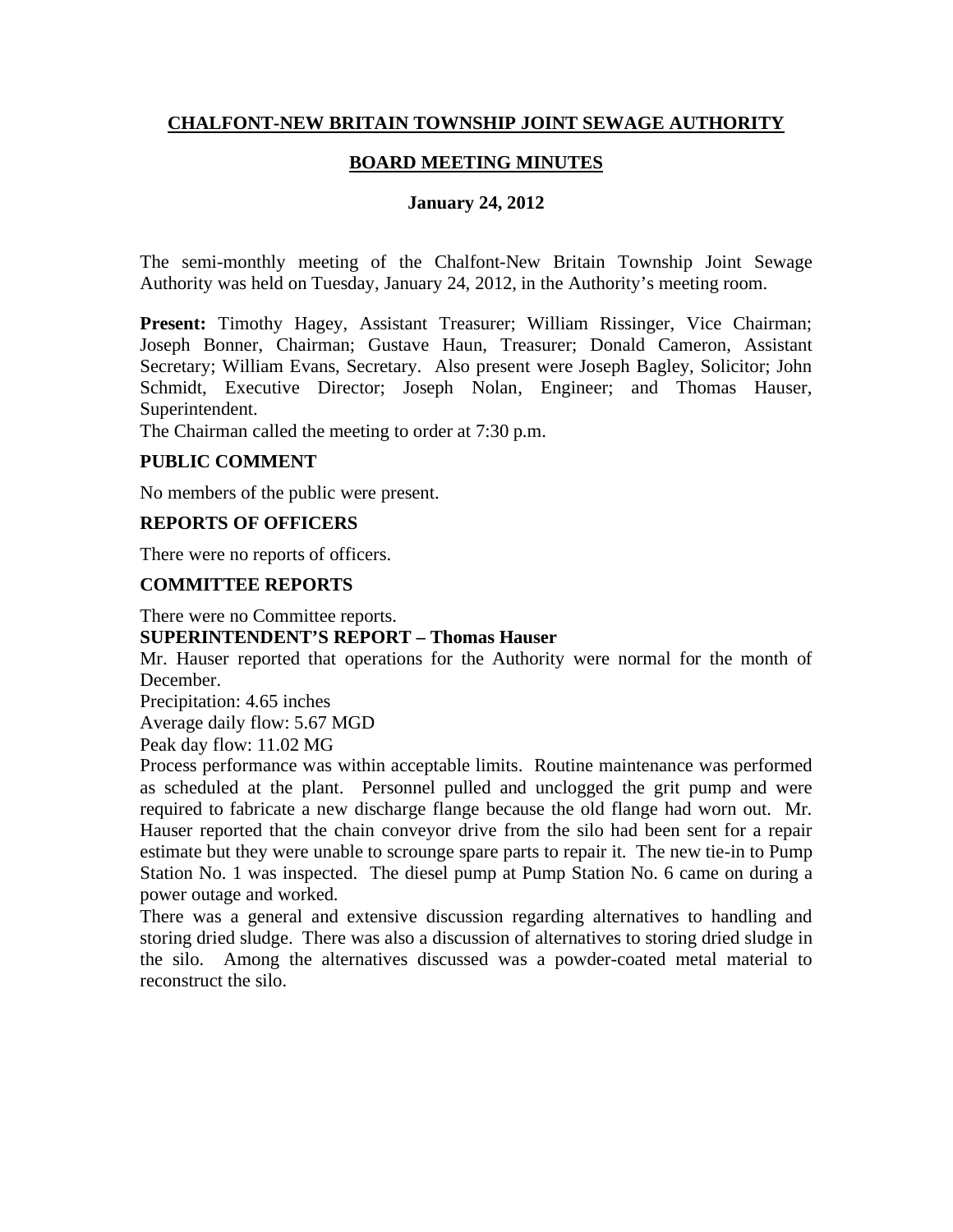**CHALFONT-NEW BRITAIN TOWNSHIP JOINT SEWAGE AUTHORITY**

**BOARD MEETING MINUTES**

**January 24, 2012**

The semi-monthly meeting of the Chalfont-New Britain Township Joint Sewage Authority was held on Tuesday, January 24, 2012, in the Authority's meeting room.

**Present:** Timothy Hagey, Assistant Treasurer; William Rissinger, Vice Chairman; Joseph Bonner, Chairman; Gustave Haun, Treasurer; Donald Cameron, Assistant Secretary; William Evans, Secretary. Also present were Joseph Bagley, Solicitor; John Schmidt, Executive Director; Joseph Nolan, Engineer; and Thomas Hauser, Superintendent.

The Chairman called the meeting to order at 7:30 p.m.

**PUBLIC COMMENT**

No members of the public were present.

**REPORTS OF OFFICERS**

There were no reports of officers.

**COMMITTEE REPORTS**

There were no Committee reports.

**SUPERINTENDENT'S REPORT – Thomas Hauser**

Mr. Hauser reported that operations for the Authority were normal for the month of December.

Precipitation: 4.65 inches

Average daily flow: 5.67 MGD

Peak day flow: 11.02 MG

Process performance was within acceptable limits. Routine maintenance was performed as scheduled at the plant. Personnel pulled and unclogged the grit pump and were required to fabricate a new discharge flange because the old flange had worn out. Mr. Hauser reported that the chain conveyor drive from the silo had been sent for a repair estimate but they were unable to scrounge spare parts to repair it. The new tie-in to Pump Station No. 1 was inspected. The diesel pump at Pump Station No. 6 came on during a power outage and worked.

There was a general and extensive discussion regarding alternatives to handling and storing dried sludge. There was also a discussion of alternatives to storing dried sludge in the silo. Among the alternatives discussed was a powder-coated metal material to reconstruct the silo.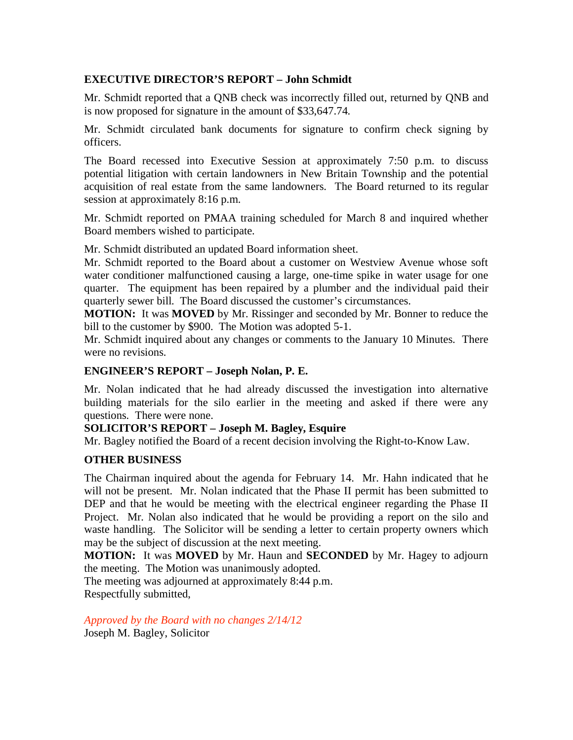**EXECUTIVE DIRECTOR'S REPORT – John Schmidt**

Mr. Schmidt reported that a QNB check was incorrectly filled out, returned by QNB and is now proposed for signature in the amount of $33,647.74.

Mr. Schmidt circulated bank documents for signature to confirm check signing by officers.

The Board recessed into Executive Session at approximately 7:50 p.m. to discuss potential litigation with certain landowners in New Britain Township and the potential acquisition of real estate from the same landowners. The Board returned to its regular session at approximately 8:16 p.m.

Mr. Schmidt reported on PMAA training scheduled for March 8 and inquired whether Board members wished to participate.

Mr. Schmidt distributed an updated Board information sheet.

Mr. Schmidt reported to the Board about a customer on Westview Avenue whose soft water conditioner malfunctioned causing a large, one-time spike in water usage for one quarter. The equipment has been repaired by a plumber and the individual paid their quarterly sewer bill. The Board discussed the customer's circumstances.

**MOTION:** It was **MOVED** by Mr. Rissinger and seconded by Mr. Bonner to reduce the bill to the customer by $900. The Motion was adopted 5-1.

Mr. Schmidt inquired about any changes or comments to the January 10 Minutes. There were no revisions.

**ENGINEER'S REPORT – Joseph Nolan, P. E.**

Mr. Nolan indicated that he had already discussed the investigation into alternative building materials for the silo earlier in the meeting and asked if there were any questions. There were none.

**SOLICITOR'S REPORT – Joseph M. Bagley, Esquire**

Mr. Bagley notified the Board of a recent decision involving the Right-to-Know Law.

**OTHER BUSINESS**

The Chairman inquired about the agenda for February 14. Mr. Hahn indicated that he will not be present. Mr. Nolan indicated that the Phase II permit has been submitted to DEP and that he would be meeting with the electrical engineer regarding the Phase II Project. Mr. Nolan also indicated that he would be providing a report on the silo and waste handling. The Solicitor will be sending a letter to certain property owners which may be the subject of discussion at the next meeting.

**MOTION:** It was **MOVED** by Mr. Haun and **SECONDED** by Mr. Hagey to adjourn the meeting. The Motion was unanimously adopted.

The meeting was adjourned at approximately 8:44 p.m.

Respectfully submitted,

*Approved by the Board with no changes 2/14/12*

Joseph M. Bagley, Solicitor